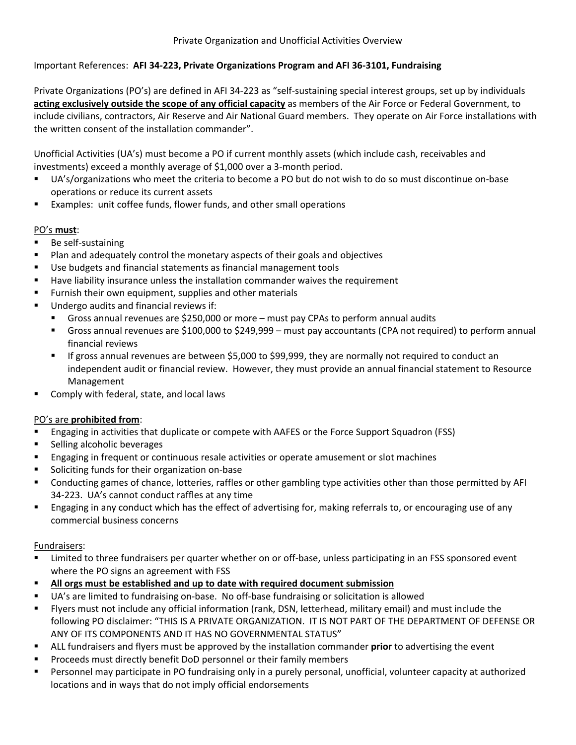# Private Organization and Unofficial Activities Overview

Important References: **AFI 34-223, Private Organizations Program and AFI 36-3101, Fundraising**

Private Organizations (PO's) are defined in AFI 34-223 as "self-sustaining special interest groups, set up by individuals **acting exclusively outside the scope of any official capacity** as members of the Air Force or Federal Government, to include civilians, contractors, Air Reserve and Air National Guard members. They operate on Air Force installations with the written consent of the installation commander".

Unofficial Activities (UA's) must become a PO if current monthly assets (which include cash, receivables and investments) exceed a monthly average of $1,000 over a 3-month period.

- UA's/organizations who meet the criteria to become a PO but do not wish to do so must discontinue on-base operations or reduce its current assets
- Examples: unit coffee funds, flower funds, and other small operations

PO's **must**:

- Be self-sustaining
- Plan and adequately control the monetary aspects of their goals and objectives
- Use budgets and financial statements as financial management tools
- Have liability insurance unless the installation commander waives the requirement
- Furnish their own equipment, supplies and other materials
- Undergo audits and financial reviews if:
  - Gross annual revenues are $250,000 or more – must pay CPAs to perform annual audits
  - Gross annual revenues are $100,000 to $249,999 – must pay accountants (CPA not required) to perform annual financial reviews
  - If gross annual revenues are between $5,000 to $99,999, they are normally not required to conduct an independent audit or financial review. However, they must provide an annual financial statement to Resource Management
- Comply with federal, state, and local laws

PO's are **prohibited from**:

- Engaging in activities that duplicate or compete with AAFES or the Force Support Squadron (FSS)
- Selling alcoholic beverages
- Engaging in frequent or continuous resale activities or operate amusement or slot machines
- Soliciting funds for their organization on-base
- Conducting games of chance, lotteries, raffles or other gambling type activities other than those permitted by AFI 34-223. UA's cannot conduct raffles at any time
- Engaging in any conduct which has the effect of advertising for, making referrals to, or encouraging use of any commercial business concerns

Fundraisers:

- Limited to three fundraisers per quarter whether on or off-base, unless participating in an FSS sponsored event where the PO signs an agreement with FSS
- **All orgs must be established and up to date with required document submission**
- UA's are limited to fundraising on-base. No off-base fundraising or solicitation is allowed
- Flyers must not include any official information (rank, DSN, letterhead, military email) and must include the following PO disclaimer: "THIS IS A PRIVATE ORGANIZATION. IT IS NOT PART OF THE DEPARTMENT OF DEFENSE OR ANY OF ITS COMPONENTS AND IT HAS NO GOVERNMENTAL STATUS"
- ALL fundraisers and flyers must be approved by the installation commander **prior** to advertising the event
- Proceeds must directly benefit DoD personnel or their family members
- Personnel may participate in PO fundraising only in a purely personal, unofficial, volunteer capacity at authorized locations and in ways that do not imply official endorsements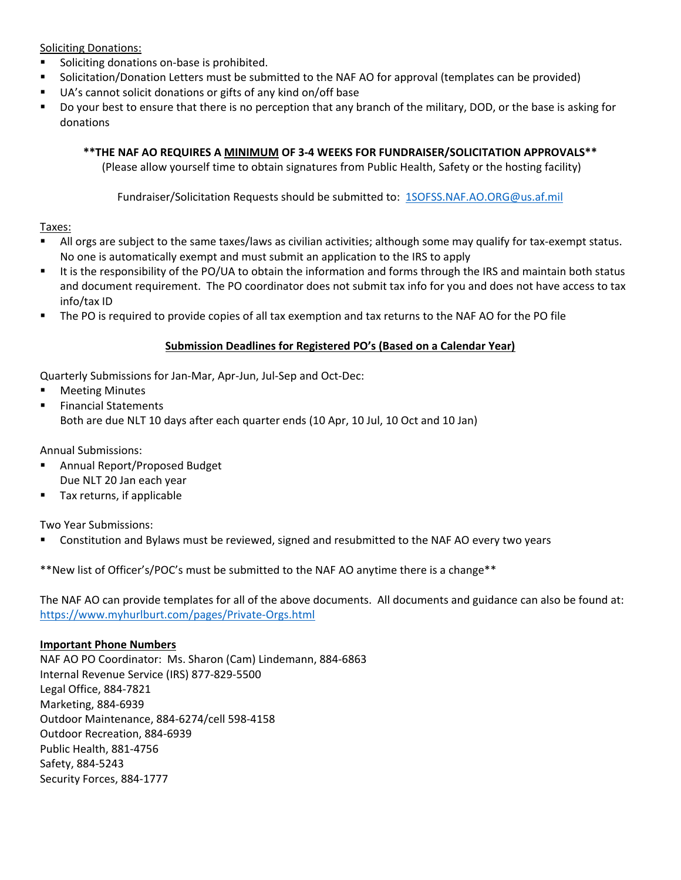Soliciting Donations:

- Soliciting donations on-base is prohibited.
- Solicitation/Donation Letters must be submitted to the NAF AO for approval (templates can be provided)
- UA's cannot solicit donations or gifts of any kind on/off base
- Do your best to ensure that there is no perception that any branch of the military, DOD, or the base is asking for donations

**\*\*THE NAF AO REQUIRES A MINIMUM OF 3-4 WEEKS FOR FUNDRAISER/SOLICITATION APPROVALS\*\***

(Please allow yourself time to obtain signatures from Public Health, Safety or the hosting facility)

Fundraiser/Solicitation Requests should be submitted to: 1SOFSS.NAF.AO.ORG@us.af.mil

Taxes:

- All orgs are subject to the same taxes/laws as civilian activities; although some may qualify for tax-exempt status. No one is automatically exempt and must submit an application to the IRS to apply
- It is the responsibility of the PO/UA to obtain the information and forms through the IRS and maintain both status and document requirement. The PO coordinator does not submit tax info for you and does not have access to tax info/tax ID
- The PO is required to provide copies of all tax exemption and tax returns to the NAF AO for the PO file

**Submission Deadlines for Registered PO's (Based on a Calendar Year)**

Quarterly Submissions for Jan-Mar, Apr-Jun, Jul-Sep and Oct-Dec:

- Meeting Minutes
- Financial Statements
  Both are due NLT 10 days after each quarter ends (10 Apr, 10 Jul, 10 Oct and 10 Jan)

Annual Submissions:

- Annual Report/Proposed Budget
  Due NLT 20 Jan each year
- Tax returns, if applicable

Two Year Submissions:

- Constitution and Bylaws must be reviewed, signed and resubmitted to the NAF AO every two years

\*\*New list of Officer's/POC's must be submitted to the NAF AO anytime there is a change\*\*

The NAF AO can provide templates for all of the above documents. All documents and guidance can also be found at: https://www.myhurlburt.com/pages/Private-Orgs.html

**Important Phone Numbers**

NAF AO PO Coordinator: Ms. Sharon (Cam) Lindemann, 884-6863
Internal Revenue Service (IRS) 877-829-5500
Legal Office, 884-7821
Marketing, 884-6939
Outdoor Maintenance, 884-6274/cell 598-4158
Outdoor Recreation, 884-6939
Public Health, 881-4756
Safety, 884-5243
Security Forces, 884-1777